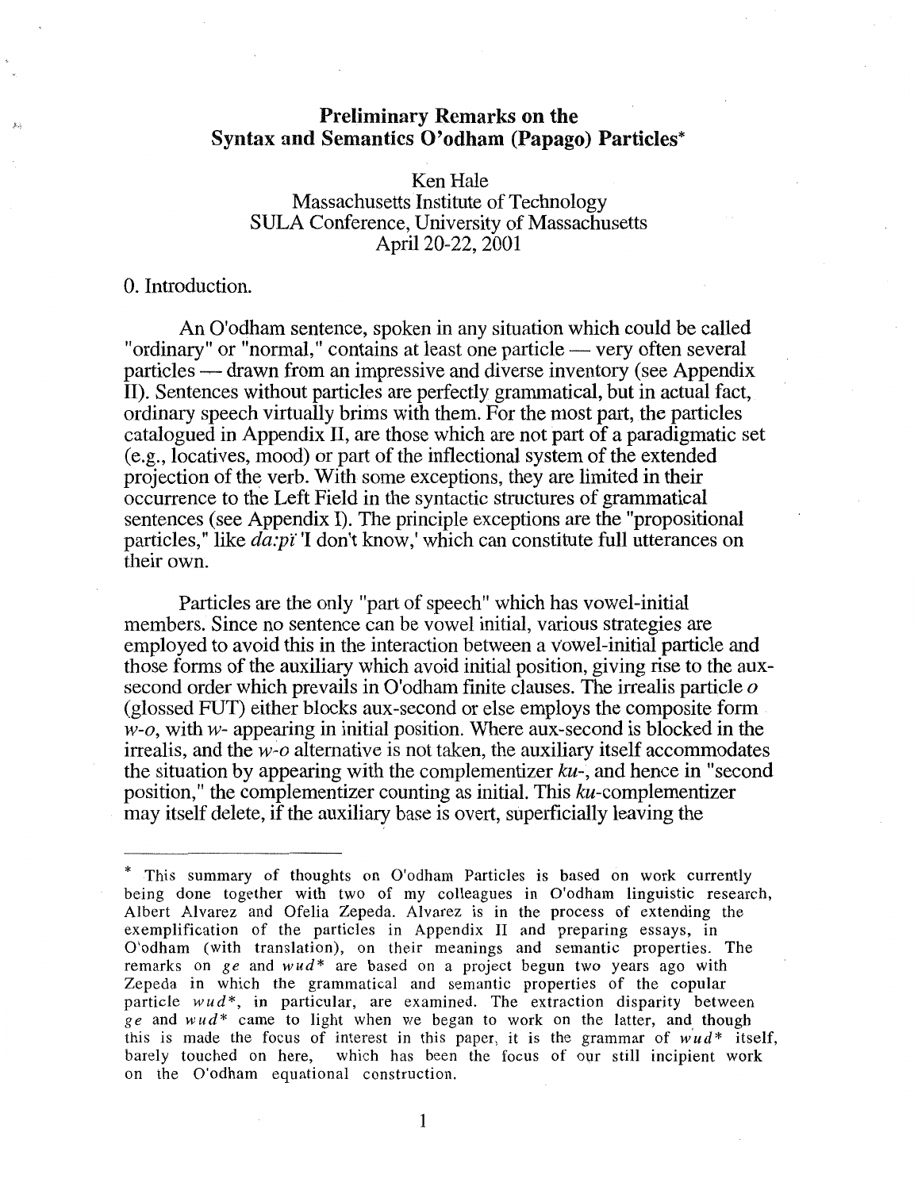# Preliminary Remarks on the Syntax and Semantics O'odham (Papago) Particles*

Ken Hale
Massachusetts Institute of Technology
SULA Conference, University of Massachusetts
April 20-22, 2001

## 0. Introduction.

An O'odham sentence, spoken in any situation which could be called "ordinary" or "normal," contains at least one particle — very often several particles — drawn from an impressive and diverse inventory (see Appendix II). Sentences without particles are perfectly grammatical, but in actual fact, ordinary speech virtually brims with them. For the most part, the particles catalogued in Appendix II, are those which are not part of a paradigmatic set (e.g., locatives, mood) or part of the inflectional system of the extended projection of the verb. With some exceptions, they are limited in their occurrence to the Left Field in the syntactic structures of grammatical sentences (see Appendix I). The principle exceptions are the "propositional particles," like *da:pi* 'I don't know,' which can constitute full utterances on their own.

Particles are the only "part of speech" which has vowel-initial members. Since no sentence can be vowel initial, various strategies are employed to avoid this in the interaction between a vowel-initial particle and those forms of the auxiliary which avoid initial position, giving rise to the aux-second order which prevails in O'odham finite clauses. The irrealis particle *o* (glossed FUT) either blocks aux-second or else employs the composite form *w-o*, with *w-* appearing in initial position. Where aux-second is blocked in the irrealis, and the *w-o* alternative is not taken, the auxiliary itself accommodates the situation by appearing with the complementizer *ku-*, and hence in "second position," the complementizer counting as initial. This *ku*-complementizer may itself delete, if the auxiliary base is overt, superficially leaving the

---

\* This summary of thoughts on O'odham Particles is based on work currently being done together with two of my colleagues in O'odham linguistic research, Albert Alvarez and Ofelia Zepeda. Alvarez is in the process of extending the exemplification of the particles in Appendix II and preparing essays, in O'odham (with translation), on their meanings and semantic properties. The remarks on *ge* and *wud** are based on a project begun two years ago with Zepeda in which the grammatical and semantic properties of the copular particle *wud**, in particular, are examined. The extraction disparity between *ge* and *wud** came to light when we began to work on the latter, and though this is made the focus of interest in this paper, it is the grammar of *wud** itself, barely touched on here, which has been the focus of our still incipient work on the O'odham equational construction.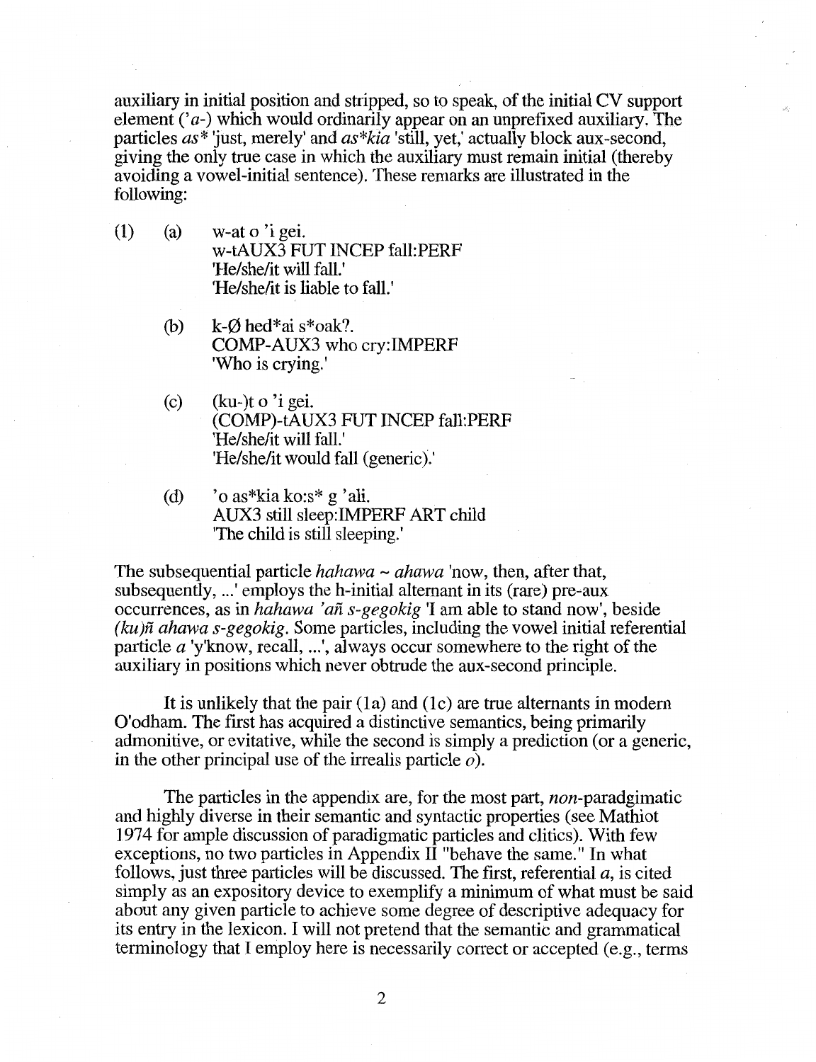auxiliary in initial position and stripped, so to speak, of the initial CV support element (*'a-*) which would ordinarily appear on an unprefixed auxiliary. The particles *as** 'just, merely' and *as*kia* 'still, yet,' actually block aux-second, giving the only true case in which the auxiliary must remain initial (thereby avoiding a vowel-initial sentence). These remarks are illustrated in the following:

(1) (a) w-at o 'i gei.
w-tAUX3 FUT INCEP fall:PERF
'He/she/it will fall.'
'He/she/it is liable to fall.'

(b) k-Ø hed*ai s*oak?.
COMP-AUX3 who cry:IMPERF
'Who is crying.'

(c) (ku-)t o 'i gei.
(COMP)-tAUX3 FUT INCEP fall:PERF
'He/she/it will fall.'
'He/she/it would fall (generic).'

(d) 'o as*kia ko:s* g 'ali.
AUX3 still sleep:IMPERF ART child
'The child is still sleeping.'

The subsequential particle *hahawa ~ ahawa* 'now, then, after that, subsequently, ...' employs the h-initial alternant in its (rare) pre-aux occurrences, as in *hahawa 'añ s-gegokig* 'I am able to stand now', beside *(ku)ñ ahawa s-gegokig*. Some particles, including the vowel initial referential particle *a* 'y'know, recall, ...', always occur somewhere to the right of the auxiliary in positions which never obtrude the aux-second principle.

It is unlikely that the pair (1a) and (1c) are true alternants in modern O'odham. The first has acquired a distinctive semantics, being primarily admonitive, or evitative, while the second is simply a prediction (or a generic, in the other principal use of the irrealis particle *o*).

The particles in the appendix are, for the most part, *non*-paradgimatic and highly diverse in their semantic and syntactic properties (see Mathiot 1974 for ample discussion of paradigmatic particles and clitics). With few exceptions, no two particles in Appendix II "behave the same." In what follows, just three particles will be discussed. The first, referential *a*, is cited simply as an expository device to exemplify a minimum of what must be said about any given particle to achieve some degree of descriptive adequacy for its entry in the lexicon. I will not pretend that the semantic and grammatical terminology that I employ here is necessarily correct or accepted (e.g., terms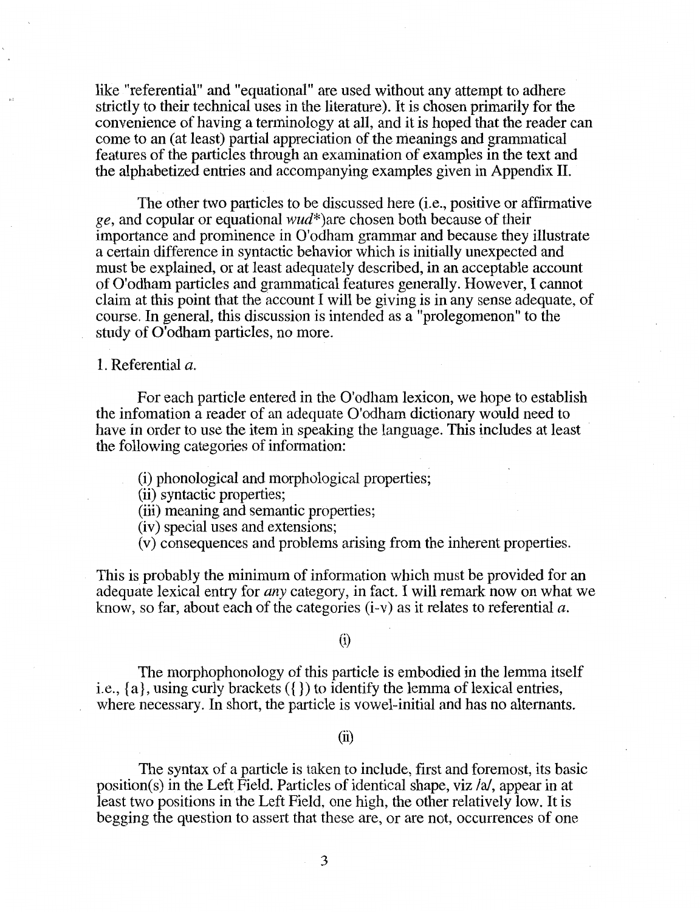like "referential" and "equational" are used without any attempt to adhere strictly to their technical uses in the literature). It is chosen primarily for the convenience of having a terminology at all, and it is hoped that the reader can come to an (at least) partial appreciation of the meanings and grammatical features of the particles through an examination of examples in the text and the alphabetized entries and accompanying examples given in Appendix II.

The other two particles to be discussed here (i.e., positive or affirmative *ge*, and copular or equational *wud**)are chosen both because of their importance and prominence in O'odham grammar and because they illustrate a certain difference in syntactic behavior which is initially unexpected and must be explained, or at least adequately described, in an acceptable account of O'odham particles and grammatical features generally. However, I cannot claim at this point that the account I will be giving is in any sense adequate, of course. In general, this discussion is intended as a "prolegomenon" to the study of O'odham particles, no more.

## 1. Referential *a*.

For each particle entered in the O'odham lexicon, we hope to establish the infomation a reader of an adequate O'odham dictionary would need to have in order to use the item in speaking the language. This includes at least the following categories of information:

(i) phonological and morphological properties;
(ii) syntactic properties;
(iii) meaning and semantic properties;
(iv) special uses and extensions;
(v) consequences and problems arising from the inherent properties.

This is probably the minimum of information which must be provided for an adequate lexical entry for *any* category, in fact. I will remark now on what we know, so far, about each of the categories (i-v) as it relates to referential *a*.

(i)

The morphophonology of this particle is embodied in the lemma itself i.e., {a}, using curly brackets ({ }) to identify the lemma of lexical entries, where necessary. In short, the particle is vowel-initial and has no alternants.

(ii)

The syntax of a particle is taken to include, first and foremost, its basic position(s) in the Left Field. Particles of identical shape, viz /a/, appear in at least two positions in the Left Field, one high, the other relatively low. It is begging the question to assert that these are, or are not, occurrences of one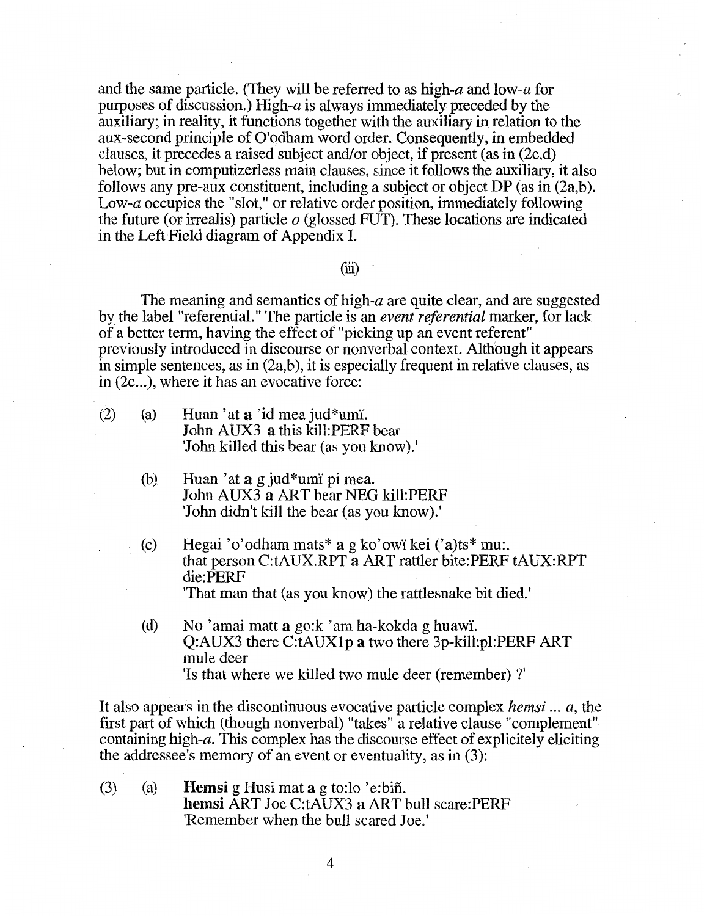and the same particle. (They will be referred to as **high-*a*** and **low-*a*** for purposes of discussion.) High-*a* is always immediately preceded by the auxiliary; in reality, it functions together with the auxiliary in relation to the aux-second principle of O'odham word order. Consequently, in embedded clauses, it precedes a raised subject and/or object, if present (as in (2c,d) below; but in computizerless main clauses, since it follows the auxiliary, it also follows any pre-aux constituent, including a subject or object DP (as in (2a,b). Low-*a* occupies the "slot," or relative order position, immediately following the future (or irrealis) particle *o* (glossed FUT). These locations are indicated in the Left Field diagram of Appendix I.

(iii)

The meaning and semantics of high-*a* are quite clear, and are suggested by the label "referential." The particle is an *event referential* marker, for lack of a better term, having the effect of "picking up an event referent" previously introduced in discourse or nonverbal context. Although it appears in simple sentences, as in (2a,b), it is especially frequent in relative clauses, as in (2c...), where it has an evocative force:

(2) (a) Huan 'at **a** 'id mea jud*umĭ.
John AUX3 **a** this kill:PERF bear
'John killed this bear (as you know).'

(b) Huan 'at **a** g jud*umĭ pi mea.
John AUX3 **a** ART bear NEG kill:PERF
'John didn't kill the bear (as you know).'

(c) Hegai 'o'odham mats* **a** g ko'owĭ kei ('a)ts* mu:.
that person C:tAUX.RPT **a** ART rattler bite:PERF tAUX:RPT die:PERF
'That man that (as you know) the rattlesnake bit died.'

(d) No 'amai matt **a** go:k 'am ha-kokda g huawĭ.
Q:AUX3 there C:tAUX1p **a** two there 3p-kill:pl:PERF ART mule deer
'Is that where we killed two mule deer (remember) ?'

It also appears in the discontinuous evocative particle complex *hemsi ... a*, the first part of which (though nonverbal) "takes" a relative clause "complement" containing high-*a*. This complex has the discourse effect of explicitely eliciting the addressee's memory of an event or eventuality, as in (3):

(3) (a) **Hemsi** g Husi mat **a** g to:lo 'e:biñ.
**hemsi** ART Joe C:tAUX3 **a** ART bull scare:PERF
'Remember when the bull scared Joe.'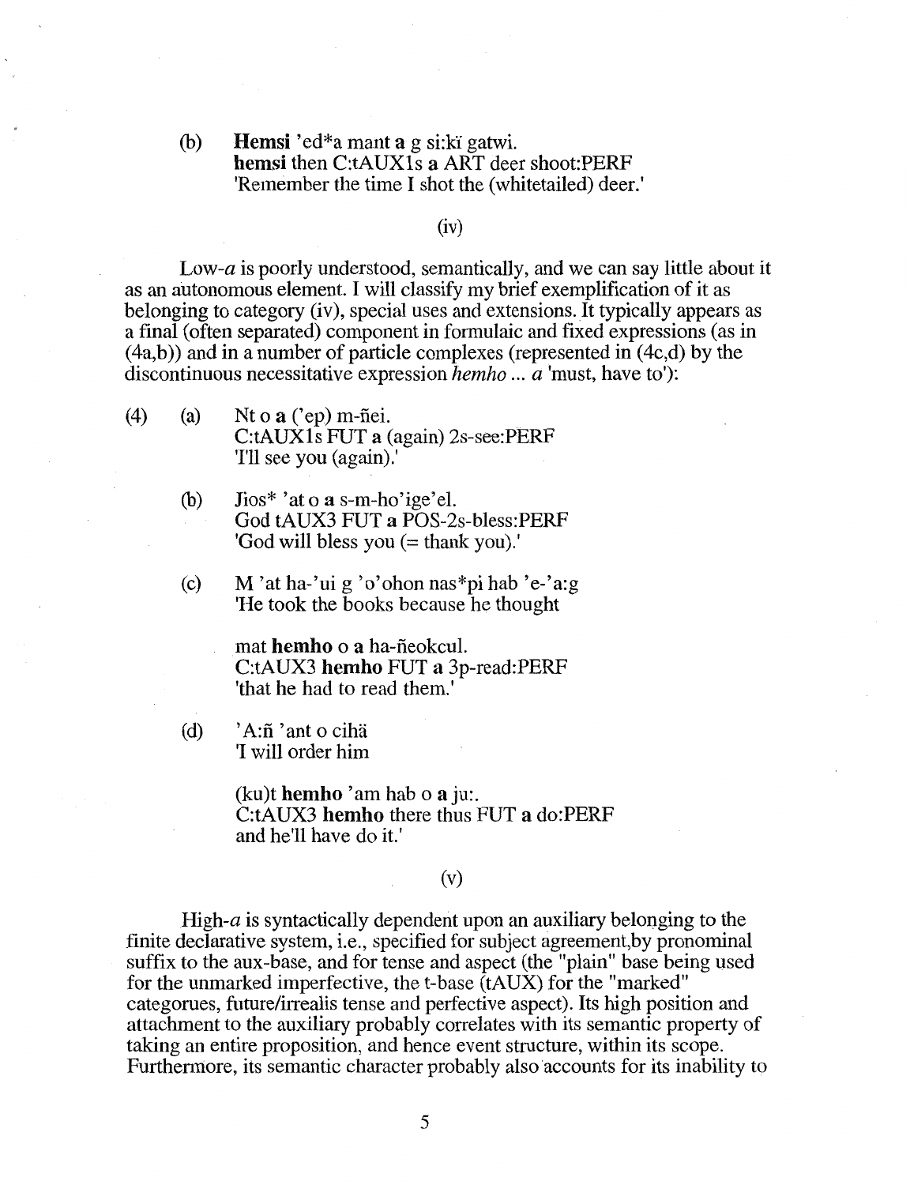(b) **Hemsi** 'ed*a mant **a** g si:kĭ gatwi.
**hemsi** then C:tAUX1s **a** ART deer shoot:PERF
'Remember the time I shot the (whitetailed) deer.'

(iv)

Low-*a* is poorly understood, semantically, and we can say little about it as an autonomous element. I will classify my brief exemplification of it as belonging to category (iv), special uses and extensions. It typically appears as a final (often separated) component in formulaic and fixed expressions (as in (4a,b)) and in a number of particle complexes (represented in (4c,d) by the discontinuous necessitative expression *hemho ... a* 'must, have to'):

(4) (a) Nt o **a** ('ep) m-ñei.
C:tAUX1s FUT **a** (again) 2s-see:PERF
'I'll see you (again).'

(b) Jios* 'at o **a** s-m-ho'ige'el.
God tAUX3 FUT **a** POS-2s-bless:PERF
'God will bless you (= thank you).'

(c) M 'at ha-'ui g 'o'ohon nas*pi hab 'e-'a:g
'He took the books because he thought

mat **hemho** o **a** ha-ñeokcul.
C:tAUX3 **hemho** FUT **a** 3p-read:PERF
'that he had to read them.'

(d) 'A:ñ 'ant o cihä
'I will order him

(ku)t **hemho** 'am hab o **a** ju:.
C:tAUX3 **hemho** there thus FUT **a** do:PERF
and he'll have do it.'

(v)

High-*a* is syntactically dependent upon an auxiliary belonging to the finite declarative system, i.e., specified for subject agreement,by pronominal suffix to the aux-base, and for tense and aspect (the "plain" base being used for the unmarked imperfective, the t-base (tAUX) for the "marked" categorues, future/irrealis tense and perfective aspect). Its high position and attachment to the auxiliary probably correlates with its semantic property of taking an entire proposition, and hence event structure, within its scope. Furthermore, its semantic character probably also accounts for its inability to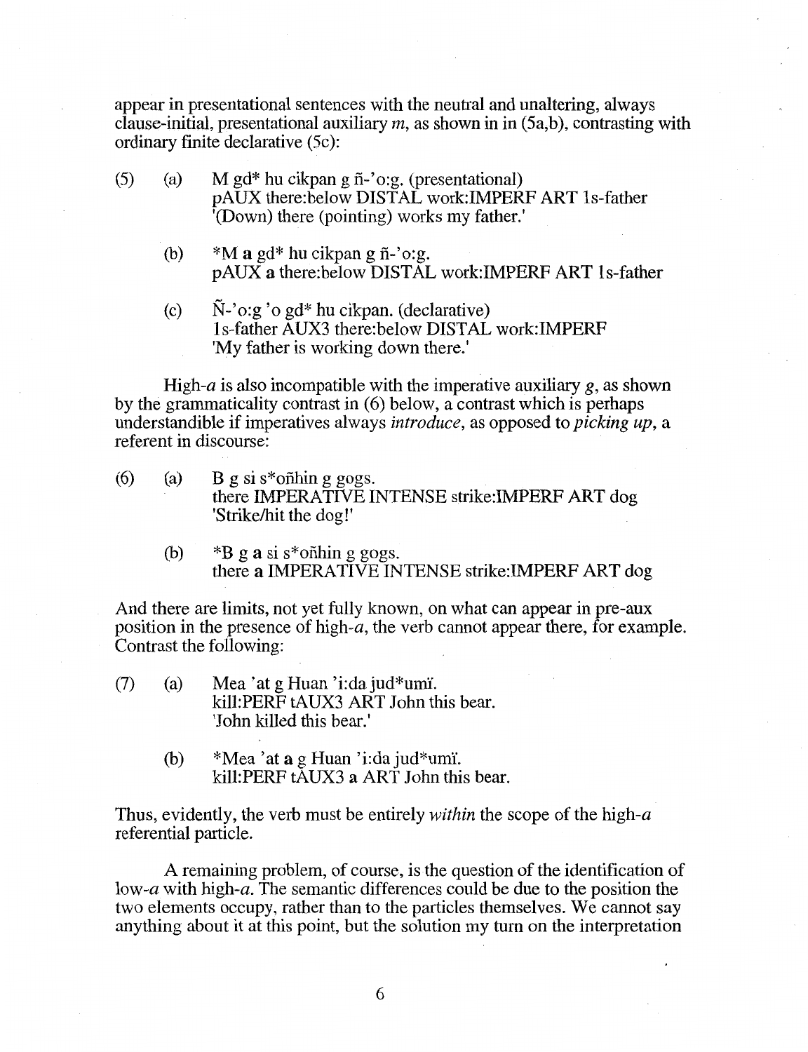appear in presentational sentences with the neutral and unaltering, always clause-initial, presentational auxiliary *m*, as shown in in (5a,b), contrasting with ordinary finite declarative (5c):

(5) (a) M gd* hu cikpan g ñ-'o:g. (presentational)
pAUX there:below DISTAL work:IMPERF ART 1s-father
'(Down) there (pointing) works my father.'

(b) *M **a** gd* hu cikpan g ñ-'o:g.
pAUX **a** there:below DISTAL work:IMPERF ART 1s-father

(c) Ñ-'o:g 'o gd* hu cikpan. (declarative)
1s-father AUX3 there:below DISTAL work:IMPERF
'My father is working down there.'

High-*a* is also incompatible with the imperative auxiliary *g*, as shown by the grammaticality contrast in (6) below, a contrast which is perhaps understandible if imperatives always *introduce*, as opposed to *picking up*, a referent in discourse:

(6) (a) B g si s*oñhin g gogs.
there IMPERATIVE INTENSE strike:IMPERF ART dog
'Strike/hit the dog!'

(b) *B g **a** si s*oñhin g gogs.
there **a** IMPERATIVE INTENSE strike:IMPERF ART dog

And there are limits, not yet fully known, on what can appear in pre-aux position in the presence of high-*a*, the verb cannot appear there, for example. Contrast the following:

(7) (a) Mea 'at g Huan 'i:da jud*umi̇.
kill:PERF tAUX3 ART John this bear.
'John killed this bear.'

(b) *Mea 'at **a** g Huan 'i:da jud*umi̇.
kill:PERF tAUX3 **a** ART John this bear.

Thus, evidently, the verb must be entirely *within* the scope of the high-*a* referential particle.

A remaining problem, of course, is the question of the identification of low-*a* with high-*a*. The semantic differences could be due to the position the two elements occupy, rather than to the particles themselves. We cannot say anything about it at this point, but the solution my turn on the interpretation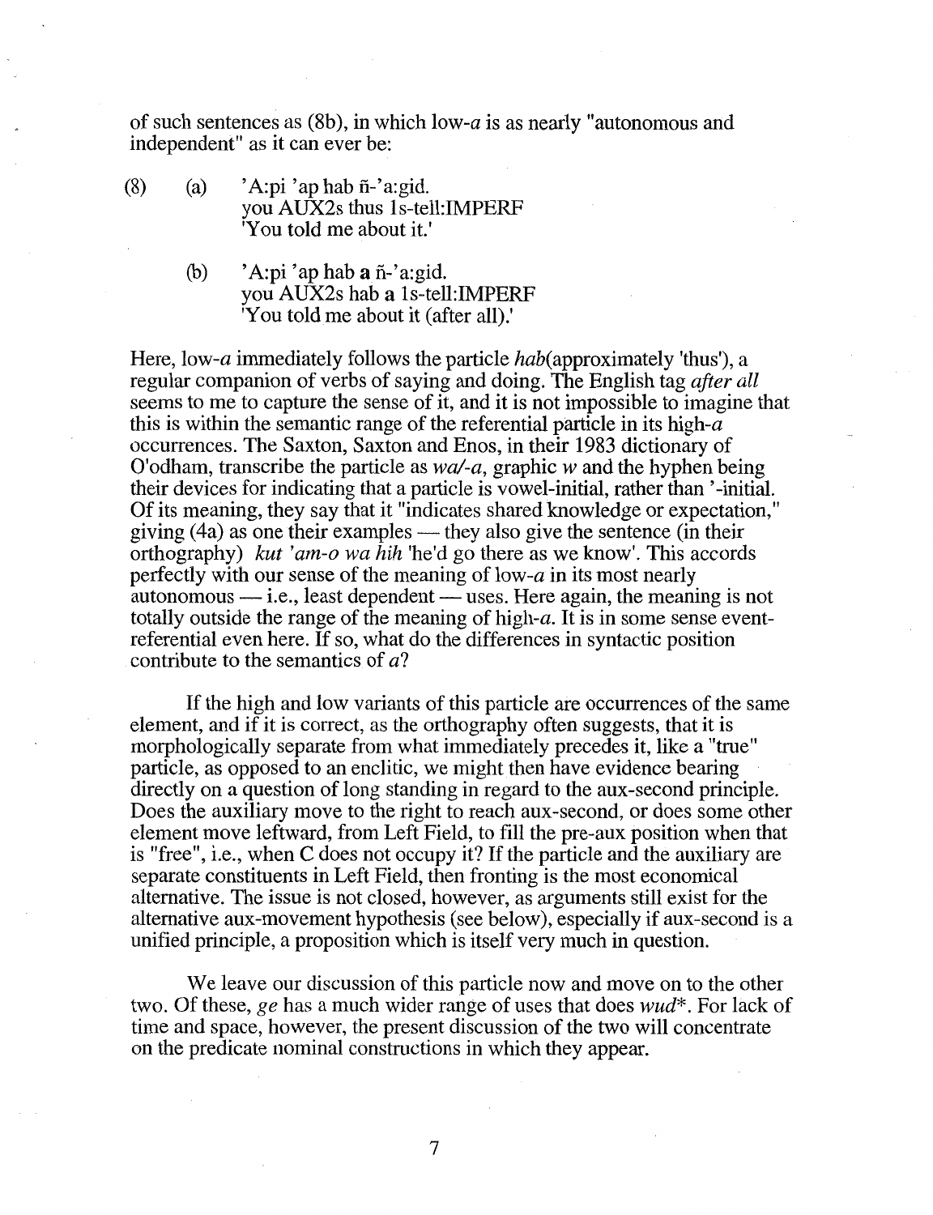of such sentences as (8b), in which low-*a* is as nearly "autonomous and independent" as it can ever be:

(8) (a) 'A:pi 'ap hab ñ-'a:gid.
you AUX2s thus 1s-tell:IMPERF
'You told me about it.'

(b) 'A:pi 'ap hab **a** ñ-'a:gid.
you AUX2s hab a 1s-tell:IMPERF
'You told me about it (after all).'

Here, low-*a* immediately follows the particle *hab*(approximately 'thus'), a regular companion of verbs of saying and doing. The English tag *after all* seems to me to capture the sense of it, and it is not impossible to imagine that this is within the semantic range of the referential particle in its high-*a* occurrences. The Saxton, Saxton and Enos, in their 1983 dictionary of O'odham, transcribe the particle as *wa/-a*, graphic *w* and the hyphen being their devices for indicating that a particle is vowel-initial, rather than '-initial. Of its meaning, they say that it "indicates shared knowledge or expectation," giving (4a) as one their examples — they also give the sentence (in their orthography) *kut 'am-o wa hih* 'he'd go there as we know'. This accords perfectly with our sense of the meaning of low-*a* in its most nearly autonomous — i.e., least dependent — uses. Here again, the meaning is not totally outside the range of the meaning of high-*a*. It is in some sense event-referential even here. If so, what do the differences in syntactic position contribute to the semantics of *a*?

If the high and low variants of this particle are occurrences of the same element, and if it is correct, as the orthography often suggests, that it is morphologically separate from what immediately precedes it, like a "true" particle, as opposed to an enclitic, we might then have evidence bearing directly on a question of long standing in regard to the aux-second principle. Does the auxiliary move to the right to reach aux-second, or does some other element move leftward, from Left Field, to fill the pre-aux position when that is "free", i.e., when C does not occupy it? If the particle and the auxiliary are separate constituents in Left Field, then fronting is the most economical alternative. The issue is not closed, however, as arguments still exist for the alternative aux-movement hypothesis (see below), especially if aux-second is a unified principle, a proposition which is itself very much in question.

We leave our discussion of this particle now and move on to the other two. Of these, *ge* has a much wider range of uses that does *wud**. For lack of time and space, however, the present discussion of the two will concentrate on the predicate nominal constructions in which they appear.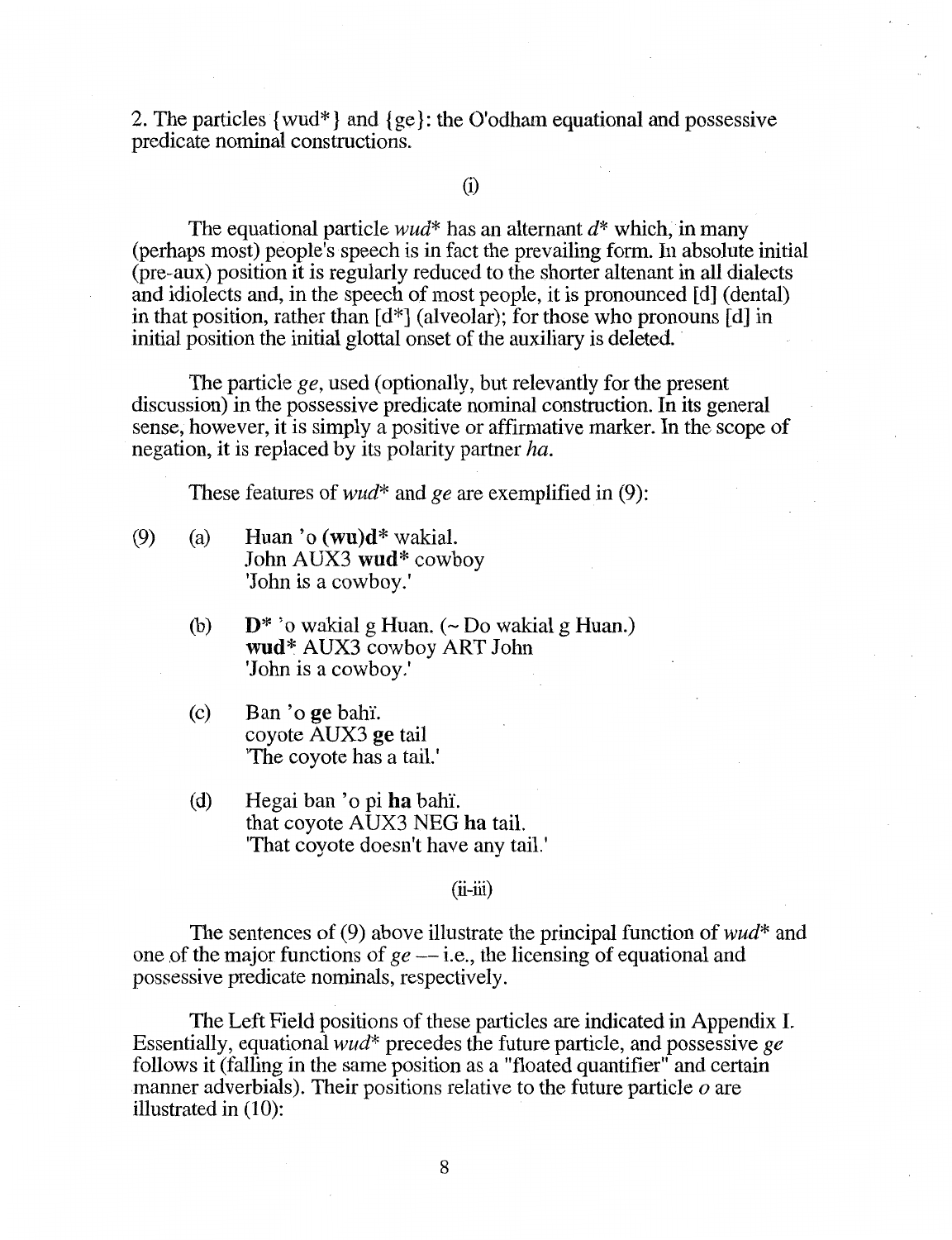2. The particles {wud*} and {ge}: the O'odham equational and possessive predicate nominal constructions.

(i)

The equational particle *wud** has an alternant *d** which, in many (perhaps most) people's speech is in fact the prevailing form. In absolute initial (pre-aux) position it is regularly reduced to the shorter altenant in all dialects and idiolects and, in the speech of most people, it is pronounced [d] (dental) in that position, rather than [d*] (alveolar); for those who pronouns [d] in initial position the initial glottal onset of the auxiliary is deleted.

The particle *ge*, used (optionally, but relevantly for the present discussion) in the possessive predicate nominal construction. In its general sense, however, it is simply a positive or affirmative marker. In the scope of negation, it is replaced by its polarity partner *ha*.

These features of *wud** and *ge* are exemplified in (9):

(9) (a) Huan 'o **(wu)d*** wakial.
John AUX3 **wud*** cowboy
'John is a cowboy.'

(b) **D*** 'o wakial g Huan. (~ Do wakial g Huan.)
**wud*** AUX3 cowboy ART John
'John is a cowboy.'

(c) Ban 'o **ge** bahï.
coyote AUX3 **ge** tail
'The coyote has a tail.'

(d) Hegai ban 'o pi **ha** bahï.
that coyote AUX3 NEG **ha** tail.
'That coyote doesn't have any tail.'

(ii-iii)

The sentences of (9) above illustrate the principal function of *wud** and one of the major functions of *ge* — i.e., the licensing of equational and possessive predicate nominals, respectively.

The Left Field positions of these particles are indicated in Appendix I. Essentially, equational *wud** precedes the future particle, and possessive *ge* follows it (falling in the same position as a "floated quantifier" and certain manner adverbials). Their positions relative to the future particle *o* are illustrated in (10):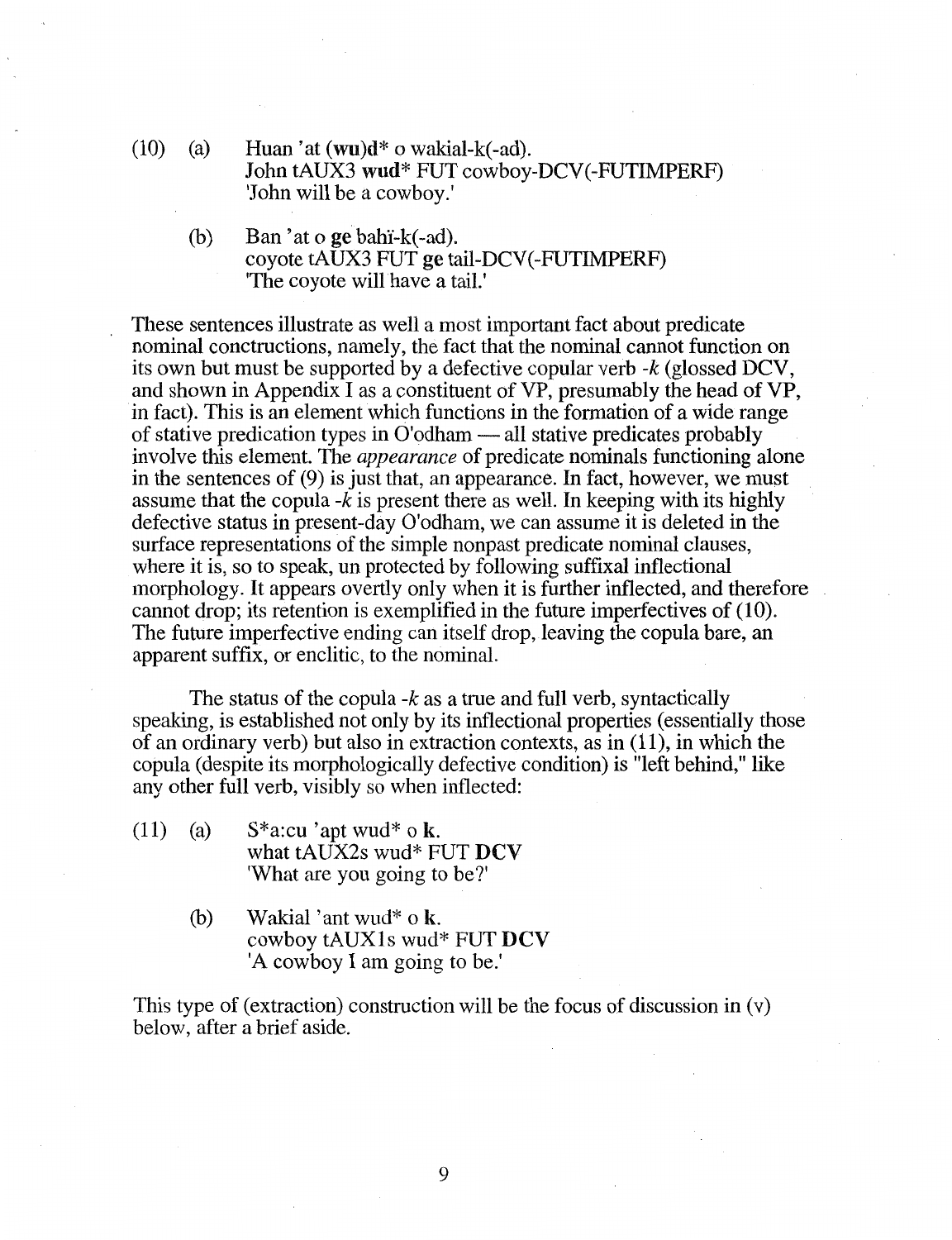(10) (a) Huan 'at **(wu)d*** o wakial-k(-ad).
John tAUX3 **wud*** FUT cowboy-DCV(-FUTIMPERF)
'John will be a cowboy.'

(b) Ban 'at o **ge** bahï-k(-ad).
coyote tAUX3 FUT **ge** tail-DCV(-FUTIMPERF)
'The coyote will have a tail.'

These sentences illustrate as well a most important fact about predicate nominal conctructions, namely, the fact that the nominal cannot function on its own but must be supported by a defective copular verb *-k* (glossed DCV, and shown in Appendix I as a constituent of VP, presumably the head of VP, in fact). This is an element which functions in the formation of a wide range of stative predication types in O'odham — all stative predicates probably involve this element. The *appearance* of predicate nominals functioning alone in the sentences of (9) is just that, an appearance. In fact, however, we must assume that the copula *-k* is present there as well. In keeping with its highly defective status in present-day O'odham, we can assume it is deleted in the surface representations of the simple nonpast predicate nominal clauses, where it is, so to speak, un protected by following suffixal inflectional morphology. It appears overtly only when it is further inflected, and therefore cannot drop; its retention is exemplified in the future imperfectives of (10). The future imperfective ending can itself drop, leaving the copula bare, an apparent suffix, or enclitic, to the nominal.

The status of the copula *-k* as a true and full verb, syntactically speaking, is established not only by its inflectional properties (essentially those of an ordinary verb) but also in extraction contexts, as in (11), in which the copula (despite its morphologically defective condition) is "left behind," like any other full verb, visibly so when inflected:

(11) (a) S*a:cu 'apt wud* o **k**.
what tAUX2s wud* FUT **DCV**
'What are you going to be?'

(b) Wakial 'ant wud* o **k**.
cowboy tAUX1s wud* FUT **DCV**
'A cowboy I am going to be.'

This type of (extraction) construction will be the focus of discussion in (v) below, after a brief aside.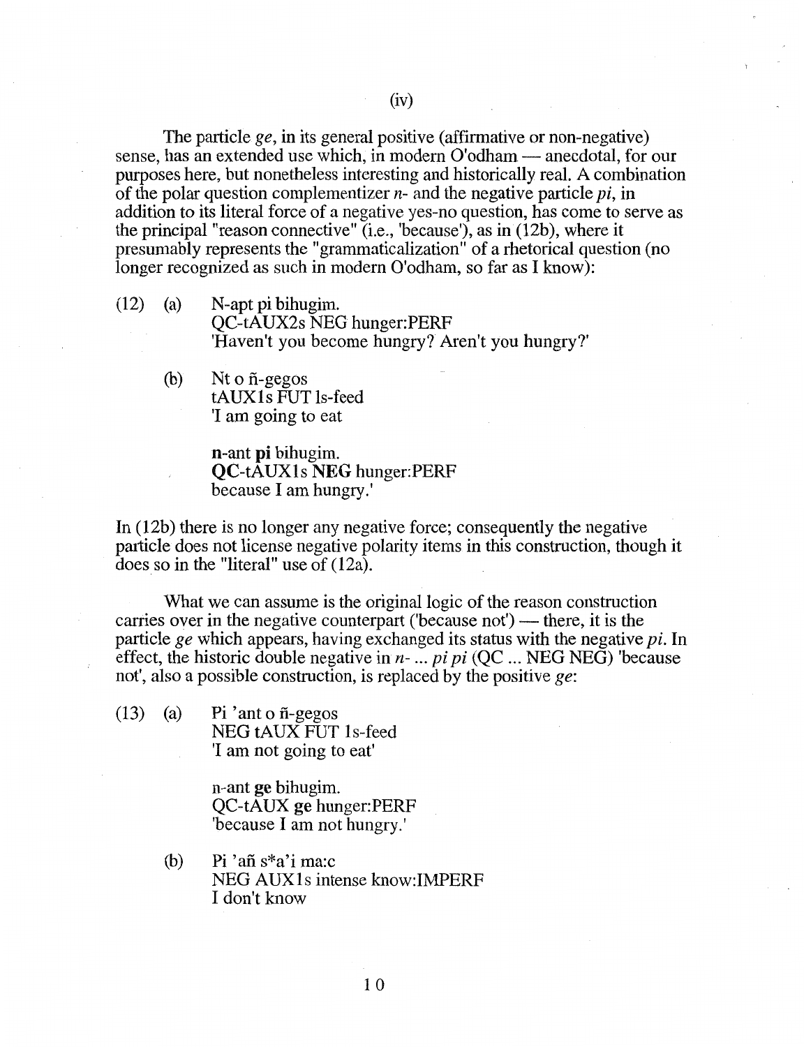(iv)

The particle *ge*, in its general positive (affirmative or non-negative) sense, has an extended use which, in modern O'odham — anecdotal, for our purposes here, but nonetheless interesting and historically real. A combination of the polar question complementizer *n-* and the negative particle *pi*, in addition to its literal force of a negative yes-no question, has come to serve as the principal "reason connective" (i.e., 'because'), as in (12b), where it presumably represents the "grammaticalization" of a rhetorical question (no longer recognized as such in modern O'odham, so far as I know):

(12) (a) N-apt pi bihugim.
QC-tAUX2s NEG hunger:PERF
'Haven't you become hungry? Aren't you hungry?'

(b) Nt o ñ-gegos
tAUX1s FUT 1s-feed
'I am going to eat

**n**-ant **pi** bihugim.
**QC**-tAUX1s **NEG** hunger:PERF
because I am hungry.'

In (12b) there is no longer any negative force; consequently the negative particle does not license negative polarity items in this construction, though it does so in the "literal" use of (12a).

What we can assume is the original logic of the reason construction carries over in the negative counterpart ('because not') — there, it is the particle *ge* which appears, having exchanged its status with the negative *pi*. In effect, the historic double negative in *n-* ... *pi pi* (QC ... NEG NEG) 'because not', also a possible construction, is replaced by the positive *ge*:

(13) (a) Pi 'ant o ñ-gegos
NEG tAUX FUT 1s-feed
'I am not going to eat'

n-ant **ge** bihugim.
QC-tAUX **ge** hunger:PERF
'because I am not hungry.'

(b) Pi 'añ s*a'i ma:c
NEG AUX1s intense know:IMPERF
I don't know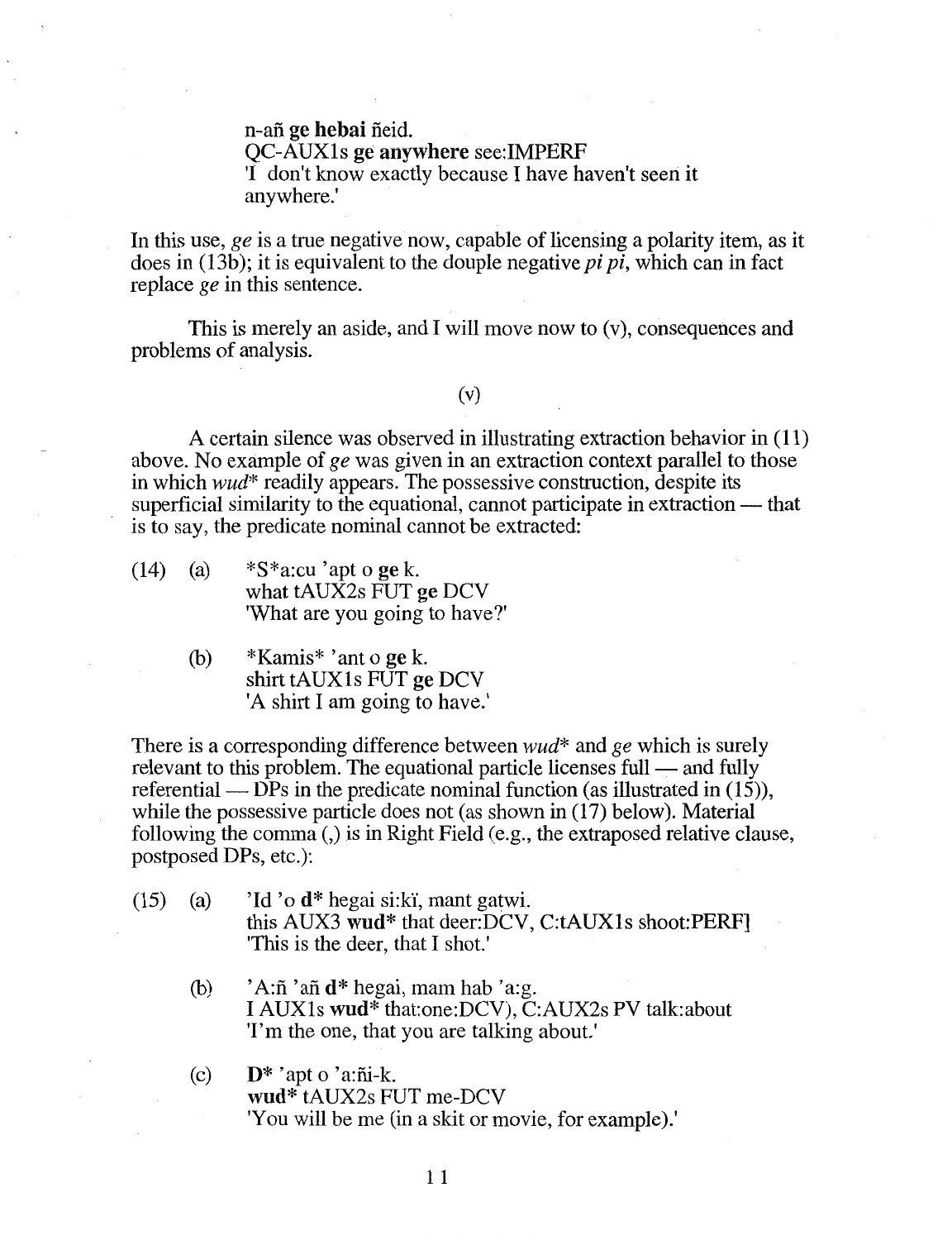n-añ **ge** **hebai** ñeid.
QC-AUX1s **ge anywhere** see:IMPERF
'I don't know exactly because I have haven't seen it anywhere.'

In this use, *ge* is a true negative now, capable of licensing a polarity item, as it does in (13b); it is equivalent to the douple negative *pi pi*, which can in fact replace *ge* in this sentence.

This is merely an aside, and I will move now to (v), consequences and problems of analysis.

(v)

A certain silence was observed in illustrating extraction behavior in (11) above. No example of *ge* was given in an extraction context parallel to those in which *wud** readily appears. The possessive construction, despite its superficial similarity to the equational, cannot participate in extraction — that is to say, the predicate nominal cannot be extracted:

(14) (a) *S*a:cu 'apt o **ge** k.
what tAUX2s FUT **ge** DCV
'What are you going to have?'

(b) *Kamis* 'ant o **ge** k.
shirt tAUX1s FUT **ge** DCV
'A shirt I am going to have.'

There is a corresponding difference between *wud** and *ge* which is surely relevant to this problem. The equational particle licenses full — and fully referential — DPs in the predicate nominal function (as illustrated in (15)), while the possessive particle does not (as shown in (17) below). Material following the comma (,) is in Right Field (e.g., the extraposed relative clause, postposed DPs, etc.):

(15) (a) 'Id 'o **d*** hegai si:ki̇, mant gatwi.
this AUX3 **wud*** that deer:DCV, C:tAUX1s shoot:PERF]
'This is the deer, that I shot.'

(b) 'A:ñ 'añ **d*** hegai, mam hab 'a:g.
I AUX1s **wud*** that:one:DCV), C:AUX2s PV talk:about
'I'm the one, that you are talking about.'

(c) **D*** 'apt o 'a:ñi-k.
**wud*** tAUX2s FUT me-DCV
'You will be me (in a skit or movie, for example).'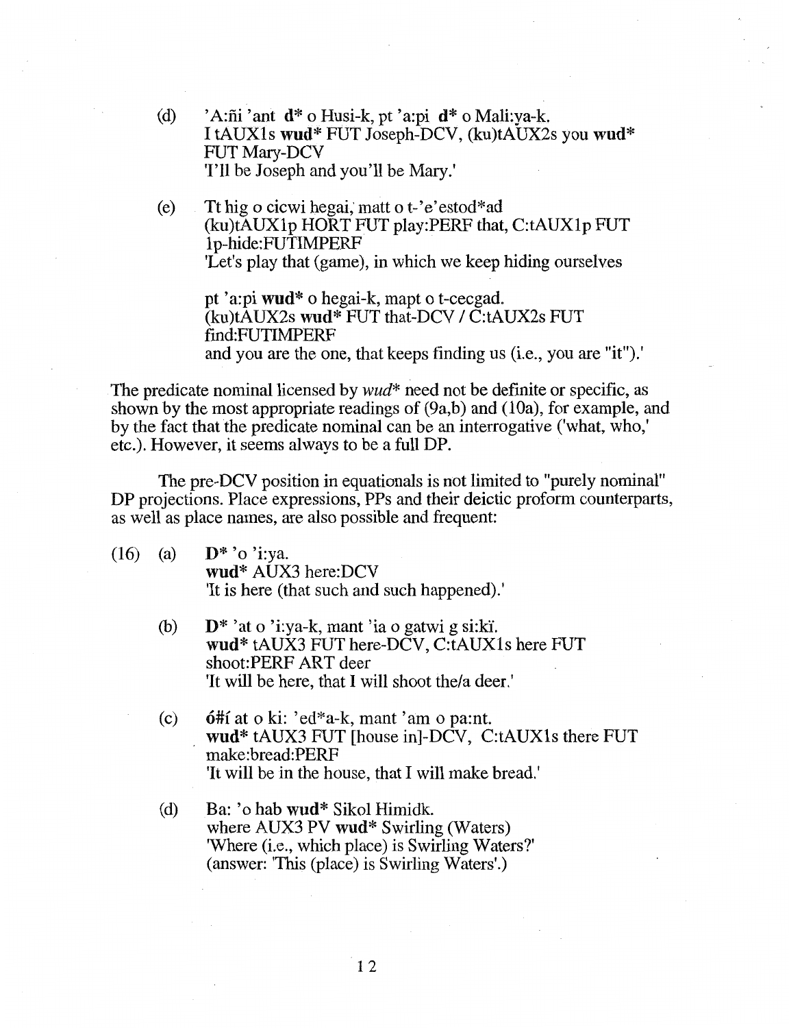(d) 'A:ñi 'ant **d*** o Husi-k, pt 'a:pi **d*** o Mali:ya-k.
I tAUX1s **wud*** FUT Joseph-DCV, (ku)tAUX2s you **wud*** FUT Mary-DCV
'I'll be Joseph and you'll be Mary.'

(e) Tt hig o cicwi hegai, matt o t-'e'estod*ad
(ku)tAUX1p HORT FUT play:PERF that, C:tAUX1p FUT 1p-hide:FUTIMPERF
'Let's play that (game), in which we keep hiding ourselves

pt 'a:pi **wud*** o hegai-k, mapt o t-cecgad.
(ku)tAUX2s **wud*** FUT that-DCV / C:tAUX2s FUT find:FUTIMPERF
and you are the one, that keeps finding us (i.e., you are "it").'

The predicate nominal licensed by *wud** need not be definite or specific, as shown by the most appropriate readings of (9a,b) and (10a), for example, and by the fact that the predicate nominal can be an interrogative ('what, who,' etc.). However, it seems always to be a full DP.

The pre-DCV position in equationals is not limited to "purely nominal" DP projections. Place expressions, PPs and their deictic proform counterparts, as well as place names, are also possible and frequent:

(16) (a) **D*** 'o 'i:ya.
**wud*** AUX3 here:DCV
'It is here (that such and such happened).'

(b) **D*** 'at o 'i:ya-k, mant 'ia o gatwi g si:kï.
**wud*** tAUX3 FUT here-DCV, C:tAUX1s here FUT shoot:PERF ART deer
'It will be here, that I will shoot the/a deer.'

(c) **ó#í** at o ki: 'ed*a-k, mant 'am o pa:nt.
**wud*** tAUX3 FUT [house in]-DCV, C:tAUX1s there FUT make:bread:PERF
'It will be in the house, that I will make bread.'

(d) Ba: 'o hab **wud*** Sikol Himidk.
where AUX3 PV **wud*** Swirling (Waters)
'Where (i.e., which place) is Swirling Waters?'
(answer: 'This (place) is Swirling Waters'.)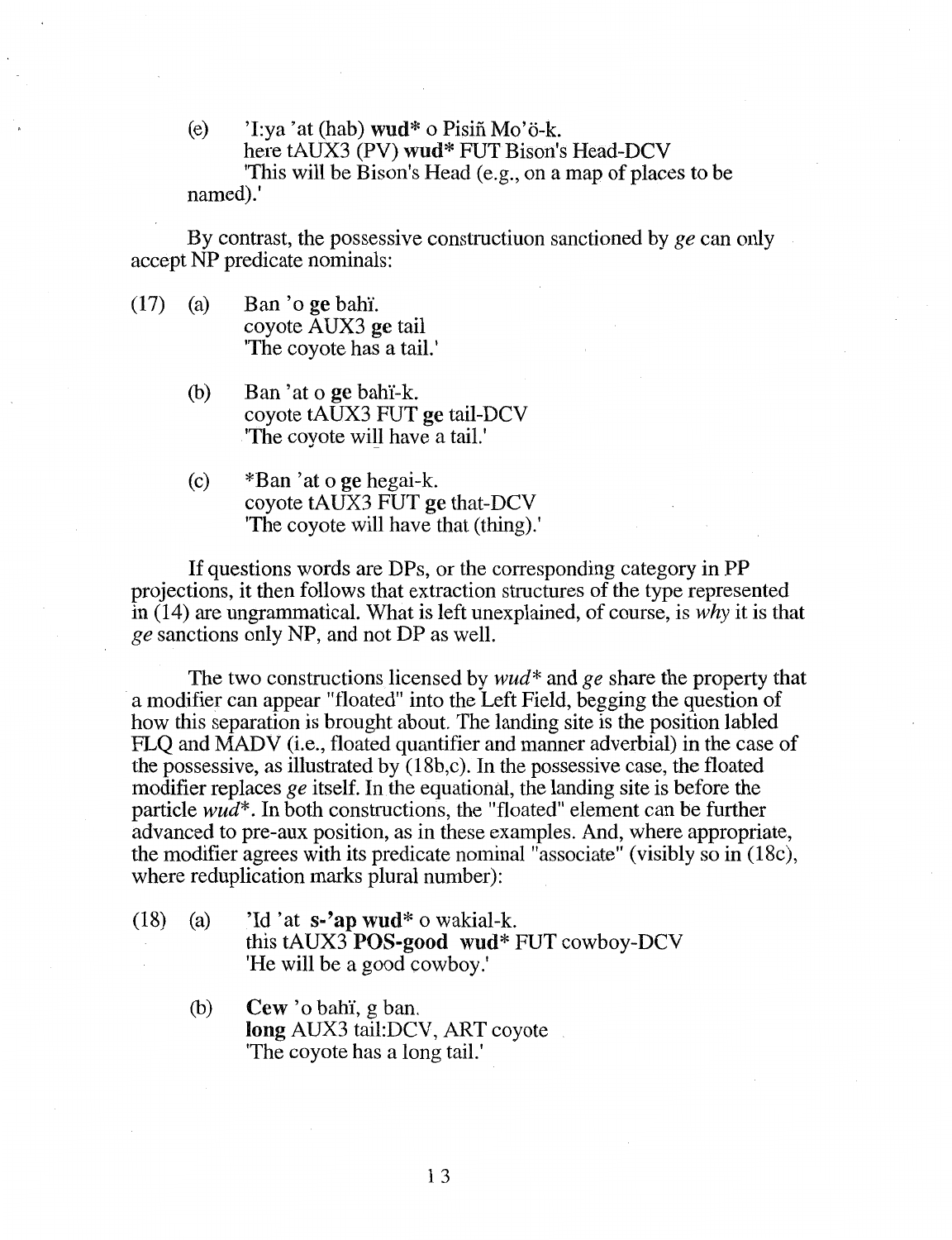(e) 'I:ya 'at (hab) **wud*** o Pisiñ Mo'ö-k.
here tAUX3 (PV) **wud*** FUT Bison's Head-DCV
'This will be Bison's Head (e.g., on a map of places to be named).'

By contrast, the possessive constructiuon sanctioned by *ge* can only accept NP predicate nominals:

(17) (a) Ban 'o **ge** bahï.
coyote AUX3 **ge** tail
'The coyote has a tail.'

(b) Ban 'at o **ge** bahï-k.
coyote tAUX3 FUT **ge** tail-DCV
'The coyote will have a tail.'

(c) *Ban 'at o **ge** hegai-k.
coyote tAUX3 FUT **ge** that-DCV
'The coyote will have that (thing).'

If questions words are DPs, or the corresponding category in PP projections, it then follows that extraction structures of the type represented in (14) are ungrammatical. What is left unexplained, of course, is *why* it is that *ge* sanctions only NP, and not DP as well.

The two constructions licensed by *wud** and *ge* share the property that a modifier can appear "floated" into the Left Field, begging the question of how this separation is brought about. The landing site is the position labled FLQ and MADV (i.e., floated quantifier and manner adverbial) in the case of the possessive, as illustrated by (18b,c). In the possessive case, the floated modifier replaces *ge* itself. In the equational, the landing site is before the particle *wud**. In both constructions, the "floated" element can be further advanced to pre-aux position, as in these examples. And, where appropriate, the modifier agrees with its predicate nominal "associate" (visibly so in (18c), where reduplication marks plural number):

(18) (a) 'Id 'at **s-'ap wud*** o wakial-k.
this tAUX3 **POS-good wud*** FUT cowboy-DCV
'He will be a good cowboy.'

(b) **Cew** 'o bahï, g ban.
**long** AUX3 tail:DCV, ART coyote
'The coyote has a long tail.'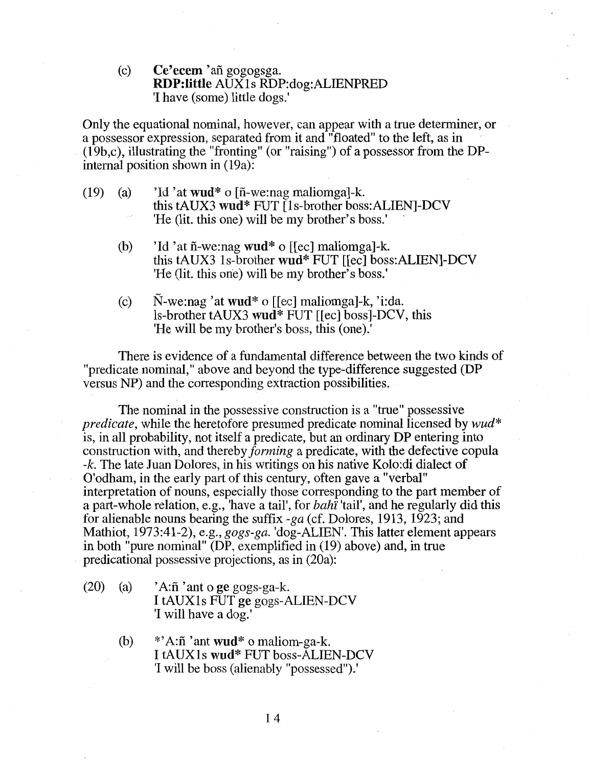(c) **Ce'ecem** 'añ gogogsga.
**RDP:little** AUX1s RDP:dog:ALIENPRED
'I have (some) little dogs.'

Only the equational nominal, however, can appear with a true determiner, or a possessor expression, separated from it and "floated" to the left, as in (19b,c), illustrating the "fronting" (or "raising") of a possessor from the DP-internal position shown in (19a):

(19) (a) 'Id 'at **wud*** o [ñ-we:nag maliomga]-k.
this tAUX3 **wud*** FUT [1s-brother boss:ALIEN]-DCV
'He (lit. this one) will be my brother's boss.'

(b) 'Id 'at ñ-we:nag **wud*** o [[ec] maliomga]-k.
this tAUX3 1s-brother **wud*** FUT [[ec] boss:ALIEN]-DCV
'He (lit. this one) will be my brother's boss.'

(c) Ñ-we:nag 'at **wud*** o [[ec] maliomga]-k, 'i:da.
1s-brother tAUX3 **wud*** FUT [[ec] boss]-DCV, this
'He will be my brother's boss, this (one).'

There is evidence of a fundamental difference between the two kinds of "predicate nominal," above and beyond the type-difference suggested (DP versus NP) and the corresponding extraction possibilities.

The nominal in the possessive construction is a "true" possessive *predicate*, while the heretofore presumed predicate nominal licensed by *wud** is, in all probability, not itself a predicate, but an ordinary DP entering into construction with, and thereby *forming* a predicate, with the defective copula *-k*. The late Juan Dolores, in his writings on his native Kolo:di dialect of O'odham, in the early part of this century, often gave a "verbal" interpretation of nouns, especially those corresponding to the part member of a part-whole relation, e.g., 'have a tail', for *bahi* 'tail', and he regularly did this for alienable nouns bearing the suffix *-ga* (cf. Dolores, 1913, 1923; and Mathiot, 1973:41-2), e.g., *gogs-ga*. 'dog-ALIEN'. This latter element appears in both "pure nominal" (DP, exemplified in (19) above) and, in true predicational possessive projections, as in (20a):

(20) (a) 'A:ñ 'ant o **ge** gogs-ga-k.
I tAUX1s FUT **ge** gogs-ALIEN-DCV
'I will have a dog.'

(b) *'A:ñ 'ant **wud*** o maliom-ga-k.
I tAUX1s **wud*** FUT boss-ALIEN-DCV
'I will be boss (alienably "possessed").'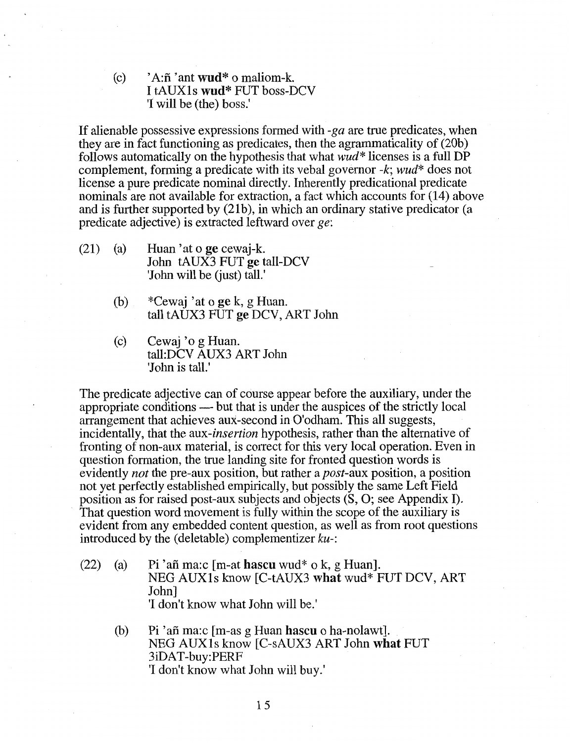(c) 'A:ñ 'ant **wud*** o maliom-k.
I tAUX1s **wud*** FUT boss-DCV
'I will be (the) boss.'

If alienable possessive expressions formed with *-ga* are true predicates, when they are in fact functioning as predicates, then the agrammaticality of (20b) follows automatically on the hypothesis that what *wud** licenses is a full DP complement, forming a predicate with its vebal governor *-k*; *wud** does not license a pure predicate nominal directly. Inherently predicational predicate nominals are not available for extraction, a fact which accounts for (14) above and is further supported by (21b), in which an ordinary stative predicator (a predicate adjective) is extracted leftward over *ge*:

(21) (a) Huan 'at o **ge** cewaj-k.
John tAUX3 FUT **ge** tall-DCV
'John will be (just) tall.'

(b) *Cewaj 'at o **ge** k, g Huan.
tall tAUX3 FUT **ge** DCV, ART John

(c) Cewaj 'o g Huan.
tall:DCV AUX3 ART John
'John is tall.'

The predicate adjective can of course appear before the auxiliary, under the appropriate conditions — but that is under the auspices of the strictly local arrangement that achieves aux-second in O'odham. This all suggests, incidentally, that the aux-*insertion* hypothesis, rather than the alternative of fronting of non-aux material, is correct for this very local operation. Even in question formation, the true landing site for fronted question words is evidently *not* the pre-aux position, but rather a *post*-aux position, a position not yet perfectly established empirically, but possibly the same Left Field position as for raised post-aux subjects and objects (S, O; see Appendix I). That question word movement is fully within the scope of the auxiliary is evident from any embedded content question, as well as from root questions introduced by the (deletable) complementizer *ku-*:

(22) (a) Pi 'añ ma:c [m-at **hascu** wud* o k, g Huan].
NEG AUX1s know [C-tAUX3 **what** wud* FUT DCV, ART John]
'I don't know what John will be.'

(b) Pi 'añ ma:c [m-as g Huan **hascu** o ha-nolawt].
NEG AUX1s know [C-sAUX3 ART John **what** FUT 3iDAT-buy:PERF
'I don't know what John will buy.'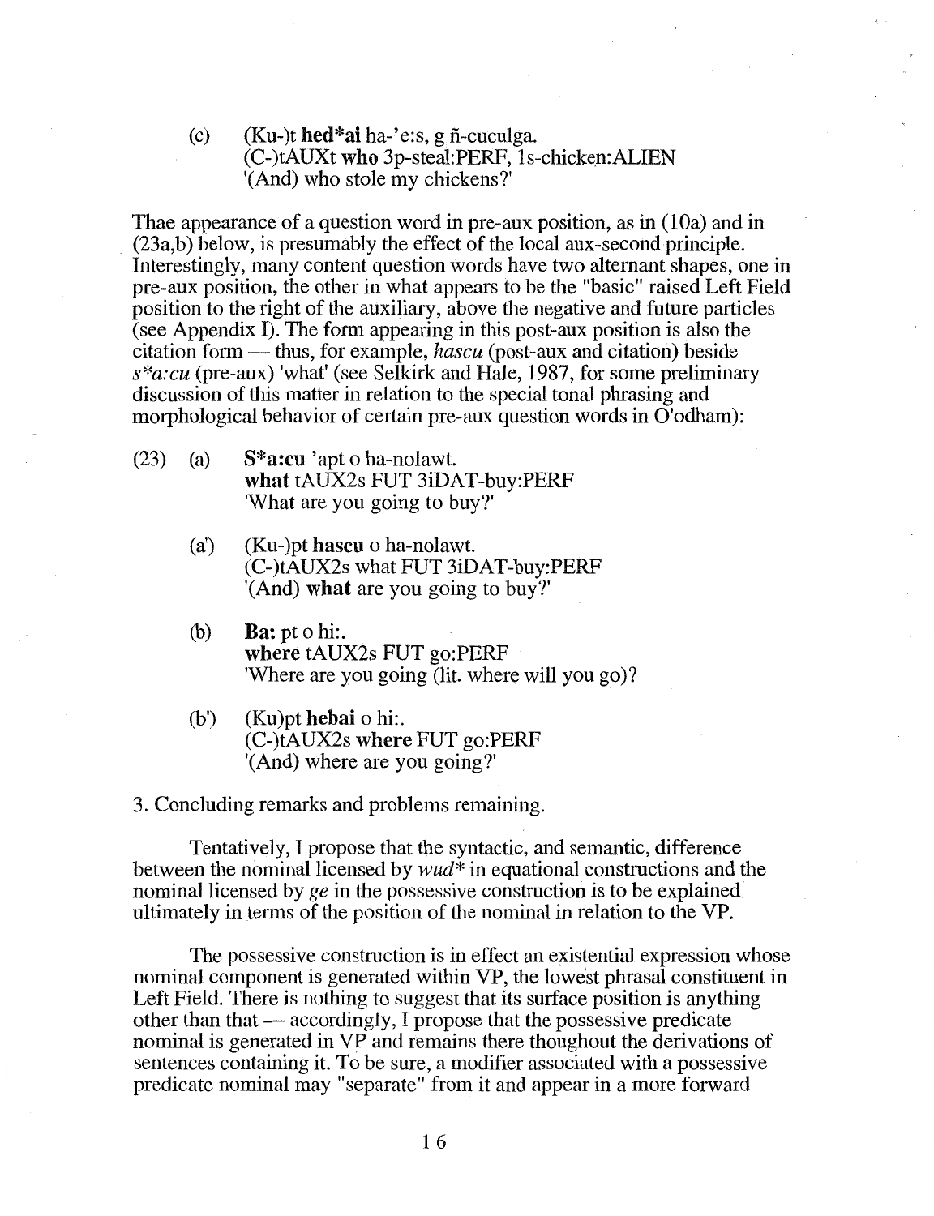(c) (Ku-)t **hed*ai** ha-'e:s, g ñ-cuculga.
(C-)tAUXt **who** 3p-steal:PERF, 1s-chicken:ALIEN
'(And) who stole my chickens?'

Thae appearance of a question word in pre-aux position, as in (10a) and in (23a,b) below, is presumably the effect of the local aux-second principle. Interestingly, many content question words have two alternant shapes, one in pre-aux position, the other in what appears to be the "basic" raised Left Field position to the right of the auxiliary, above the negative and future particles (see Appendix I). The form appearing in this post-aux position is also the citation form — thus, for example, *hascu* (post-aux and citation) beside *s*a:cu* (pre-aux) 'what' (see Selkirk and Hale, 1987, for some preliminary discussion of this matter in relation to the special tonal phrasing and morphological behavior of certain pre-aux question words in O'odham):

(23) (a) **S*a:cu** 'apt o ha-nolawt.
what tAUX2s FUT 3iDAT-buy:PERF
'What are you going to buy?'

(a') (Ku-)pt **hascu** o ha-nolawt.
(C-)tAUX2s what FUT 3iDAT-buy:PERF
'(And) **what** are you going to buy?'

(b) **Ba:** pt o hi:.
**where** tAUX2s FUT go:PERF
'Where are you going (lit. where will you go)?

(b') (Ku)pt **hebai** o hi:.
(C-)tAUX2s **where** FUT go:PERF
'(And) where are you going?'

3. Concluding remarks and problems remaining.

Tentatively, I propose that the syntactic, and semantic, difference between the nominal licensed by *wud** in equational constructions and the nominal licensed by *ge* in the possessive construction is to be explained ultimately in terms of the position of the nominal in relation to the VP.

The possessive construction is in effect an existential expression whose nominal component is generated within VP, the lowest phrasal constituent in Left Field. There is nothing to suggest that its surface position is anything other than that — accordingly, I propose that the possessive predicate nominal is generated in VP and remains there thoughout the derivations of sentences containing it. To be sure, a modifier associated with a possessive predicate nominal may "separate" from it and appear in a more forward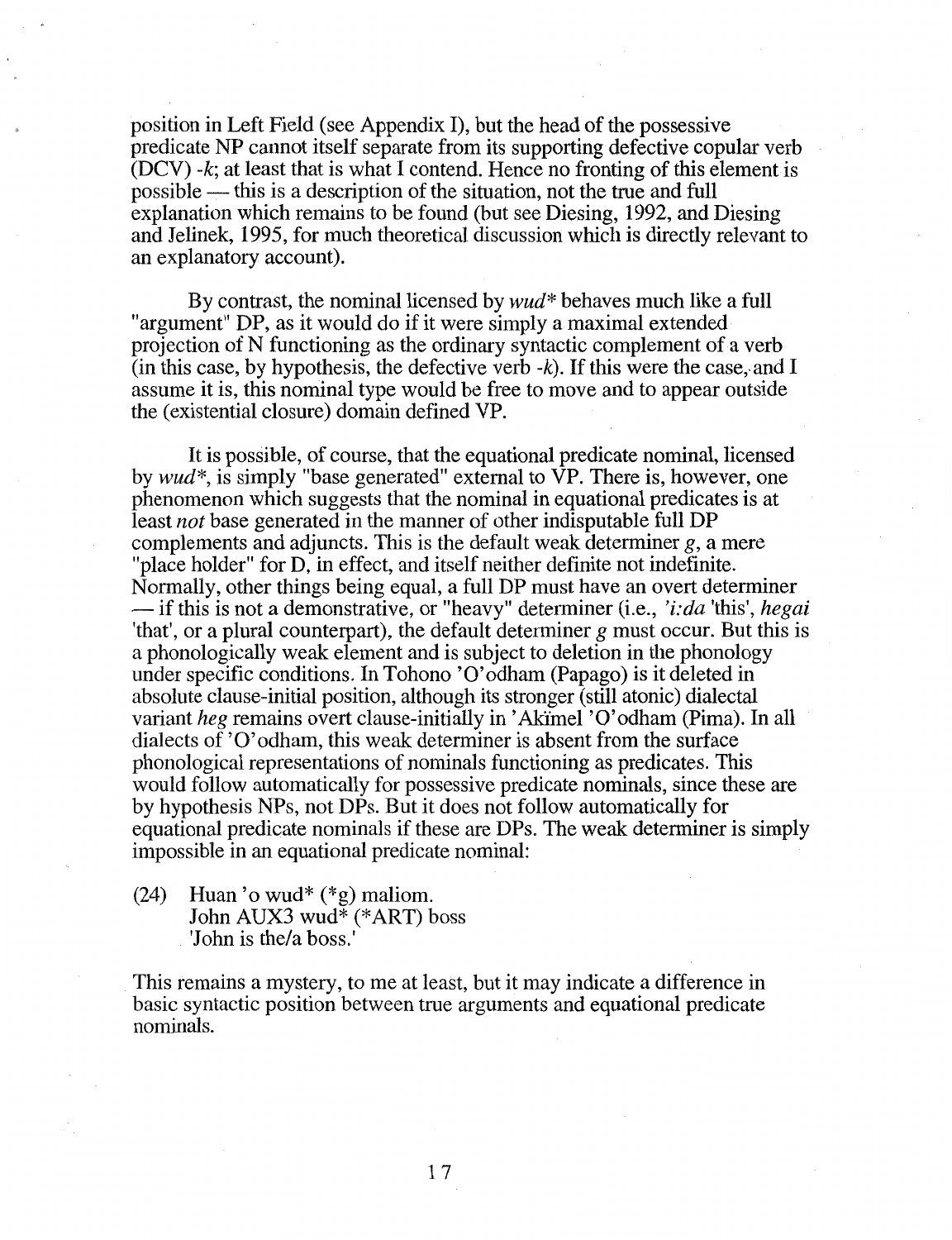position in Left Field (see Appendix I), but the head of the possessive predicate NP cannot itself separate from its supporting defective copular verb (DCV) *-k*; at least that is what I contend. Hence no fronting of this element is possible — this is a description of the situation, not the true and full explanation which remains to be found (but see Diesing, 1992, and Diesing and Jelinek, 1995, for much theoretical discussion which is directly relevant to an explanatory account).

By contrast, the nominal licensed by *wud** behaves much like a full "argument" DP, as it would do if it were simply a maximal extended projection of N functioning as the ordinary syntactic complement of a verb (in this case, by hypothesis, the defective verb *-k*). If this were the case, and I assume it is, this nominal type would be free to move and to appear outside the (existential closure) domain defined VP.

It is possible, of course, that the equational predicate nominal, licensed by *wud**, is simply "base generated" external to VP. There is, however, one phenomenon which suggests that the nominal in equational predicates is at least *not* base generated in the manner of other indisputable full DP complements and adjuncts. This is the default weak determiner *g*, a mere "place holder" for D, in effect, and itself neither definite not indefinite. Normally, other things being equal, a full DP must have an overt determiner — if this is not a demonstrative, or "heavy" determiner (i.e., *'i:da* 'this', *hegai* 'that', or a plural counterpart), the default determiner *g* must occur. But this is a phonologically weak element and is subject to deletion in the phonology under specific conditions. In Tohono 'O'odham (Papago) is it deleted in absolute clause-initial position, although its stronger (still atonic) dialectal variant *heg* remains overt clause-initially in 'Akĭmel 'O'odham (Pima). In all dialects of 'O'odham, this weak determiner is absent from the surface phonological representations of nominals functioning as predicates. This would follow automatically for possessive predicate nominals, since these are by hypothesis NPs, not DPs. But it does not follow automatically for equational predicate nominals if these are DPs. The weak determiner is simply impossible in an equational predicate nominal:

(24) Huan 'o wud* (*g) maliom.
John AUX3 wud* (*ART) boss
'John is the/a boss.'

This remains a mystery, to me at least, but it may indicate a difference in basic syntactic position between true arguments and equational predicate nominals.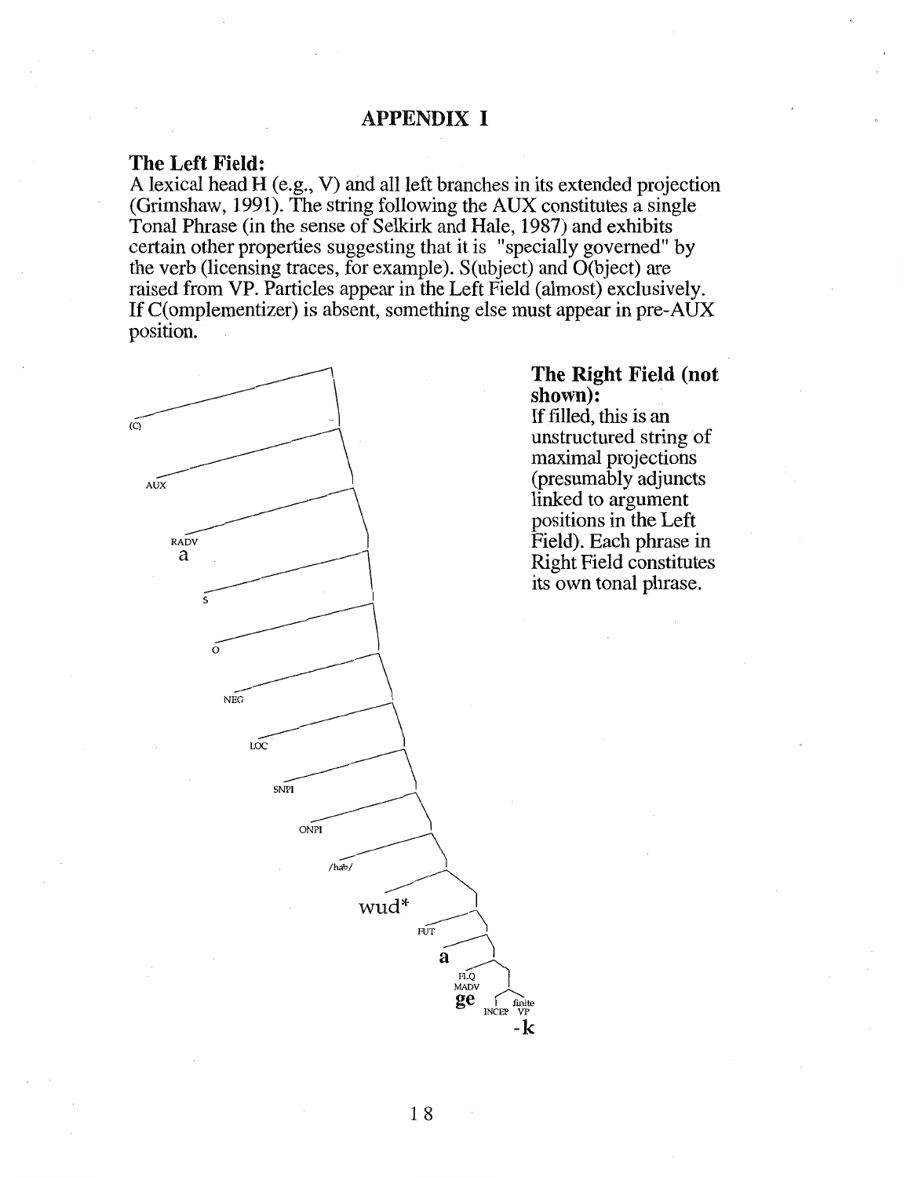# APPENDIX I

### The Left Field:

A lexical head H (e.g., V) and all left branches in its extended projection (Grimshaw, 1991). The string following the AUX constitutes a single Tonal Phrase (in the sense of Selkirk and Hale, 1987) and exhibits certain other properties suggesting that it is "specially governed" by the verb (licensing traces, for example). S(ubject) and O(bject) are raised from VP. Particles appear in the Left Field (almost) exclusively. If C(omplementizer) is absent, something else must appear in pre-AUX position.

(C)

AUX

RADV
a

S

O

NEG

LOC

SNPI

ONPI

/hab/

wud*

FUT
a

FLQ
MADV
ge

INCEP
finite VP
-k

### The Right Field (not shown):

If filled, this is an unstructured string of maximal projections (presumably adjuncts linked to argument positions in the Left Field). Each phrase in Right Field constitutes its own tonal phrase.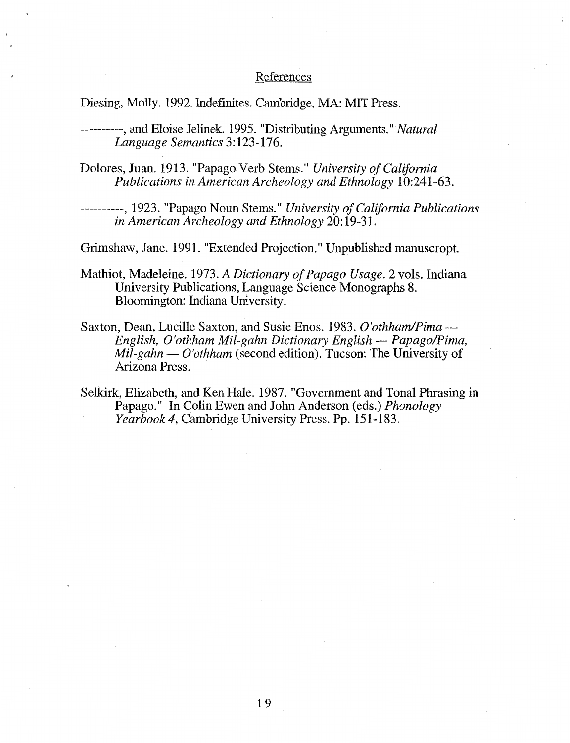## References

Diesing, Molly. 1992. Indefinites. Cambridge, MA: MIT Press.

----------, and Eloise Jelinek. 1995. "Distributing Arguments." *Natural Language Semantics* 3:123-176.

Dolores, Juan. 1913. "Papago Verb Stems." *University of California Publications in American Archeology and Ethnology* 10:241-63.

----------, 1923. "Papago Noun Stems." *University of California Publications in American Archeology and Ethnology* 20:19-31.

Grimshaw, Jane. 1991. "Extended Projection." Unpublished manuscropt.

Mathiot, Madeleine. 1973. *A Dictionary of Papago Usage*. 2 vols. Indiana University Publications, Language Science Monographs 8. Bloomington: Indiana University.

Saxton, Dean, Lucille Saxton, and Susie Enos. 1983. *O'othham/Pima — English, O'othham Mil-gahn Dictionary English — Papago/Pima, Mil-gahn — O'othham* (second edition). Tucson: The University of Arizona Press.

Selkirk, Elizabeth, and Ken Hale. 1987. "Government and Tonal Phrasing in Papago." In Colin Ewen and John Anderson (eds.) *Phonology Yearbook 4*, Cambridge University Press. Pp. 151-183.